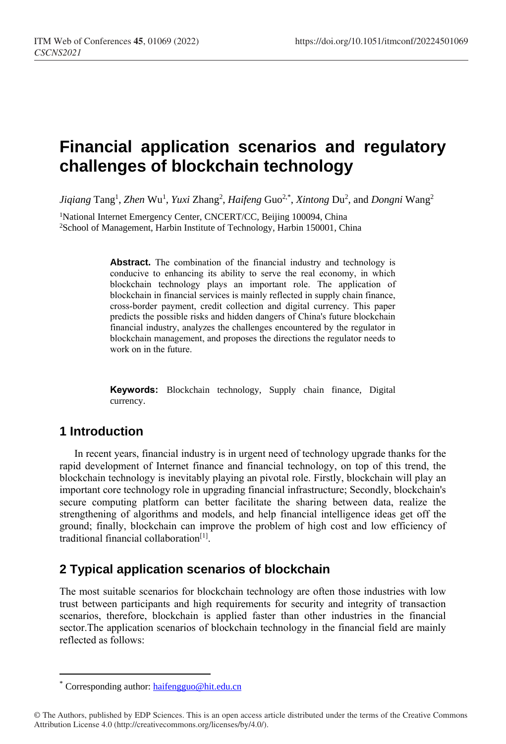# Financial application scenarios and regulatory challenges of blockchain technology

*Jiqiang* Tang[1], *Zhen* Wu[1], *Yuxi* Zhang[2], *Haifeng* Guo[2,*], *Xintong* Du[2], and *Dongni* Wang[2]

[1]National Internet Emergency Center, CNCERT/CC, Beijing 100094, China
[2]School of Management, Harbin Institute of Technology, Harbin 150001, China

**Abstract.** The combination of the financial industry and technology is conducive to enhancing its ability to serve the real economy, in which blockchain technology plays an important role. The application of blockchain in financial services is mainly reflected in supply chain finance, cross-border payment, credit collection and digital currency. This paper predicts the possible risks and hidden dangers of China's future blockchain financial industry, analyzes the challenges encountered by the regulator in blockchain management, and proposes the directions the regulator needs to work on in the future.

**Keywords:** Blockchain technology, Supply chain finance, Digital currency.

## 1 Introduction

In recent years, financial industry is in urgent need of technology upgrade thanks for the rapid development of Internet finance and financial technology, on top of this trend, the blockchain technology is inevitably playing an pivotal role. Firstly, blockchain will play an important core technology role in upgrading financial infrastructure; Secondly, blockchain's secure computing platform can better facilitate the sharing between data, realize the strengthening of algorithms and models, and help financial intelligence ideas get off the ground; finally, blockchain can improve the problem of high cost and low efficiency of traditional financial collaboration[1].

## 2 Typical application scenarios of blockchain

The most suitable scenarios for blockchain technology are often those industries with low trust between participants and high requirements for security and integrity of transaction scenarios, therefore, blockchain is applied faster than other industries in the financial sector.The application scenarios of blockchain technology in the financial field are mainly reflected as follows:

---

* Corresponding author: haifengguo@hit.edu.cn

© The Authors, published by EDP Sciences. This is an open access article distributed under the terms of the Creative Commons Attribution License 4.0 (http://creativecommons.org/licenses/by/4.0/).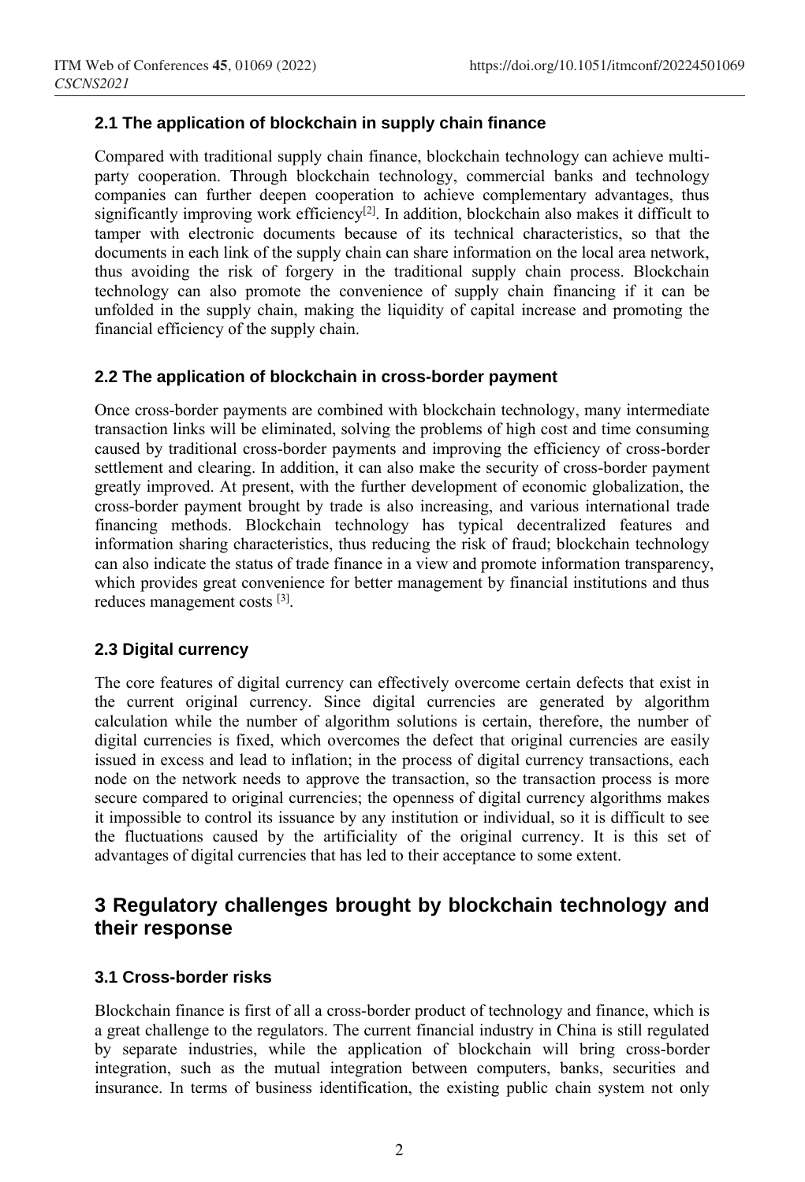### 2.1 The application of blockchain in supply chain finance

Compared with traditional supply chain finance, blockchain technology can achieve multi-party cooperation. Through blockchain technology, commercial banks and technology companies can further deepen cooperation to achieve complementary advantages, thus significantly improving work efficiency[2]. In addition, blockchain also makes it difficult to tamper with electronic documents because of its technical characteristics, so that the documents in each link of the supply chain can share information on the local area network, thus avoiding the risk of forgery in the traditional supply chain process. Blockchain technology can also promote the convenience of supply chain financing if it can be unfolded in the supply chain, making the liquidity of capital increase and promoting the financial efficiency of the supply chain.

### 2.2 The application of blockchain in cross-border payment

Once cross-border payments are combined with blockchain technology, many intermediate transaction links will be eliminated, solving the problems of high cost and time consuming caused by traditional cross-border payments and improving the efficiency of cross-border settlement and clearing. In addition, it can also make the security of cross-border payment greatly improved. At present, with the further development of economic globalization, the cross-border payment brought by trade is also increasing, and various international trade financing methods. Blockchain technology has typical decentralized features and information sharing characteristics, thus reducing the risk of fraud; blockchain technology can also indicate the status of trade finance in a view and promote information transparency, which provides great convenience for better management by financial institutions and thus reduces management costs [3].

### 2.3 Digital currency

The core features of digital currency can effectively overcome certain defects that exist in the current original currency. Since digital currencies are generated by algorithm calculation while the number of algorithm solutions is certain, therefore, the number of digital currencies is fixed, which overcomes the defect that original currencies are easily issued in excess and lead to inflation; in the process of digital currency transactions, each node on the network needs to approve the transaction, so the transaction process is more secure compared to original currencies; the openness of digital currency algorithms makes it impossible to control its issuance by any institution or individual, so it is difficult to see the fluctuations caused by the artificiality of the original currency. It is this set of advantages of digital currencies that has led to their acceptance to some extent.

## 3 Regulatory challenges brought by blockchain technology and their response

### 3.1 Cross-border risks

Blockchain finance is first of all a cross-border product of technology and finance, which is a great challenge to the regulators. The current financial industry in China is still regulated by separate industries, while the application of blockchain will bring cross-border integration, such as the mutual integration between computers, banks, securities and insurance. In terms of business identification, the existing public chain system not only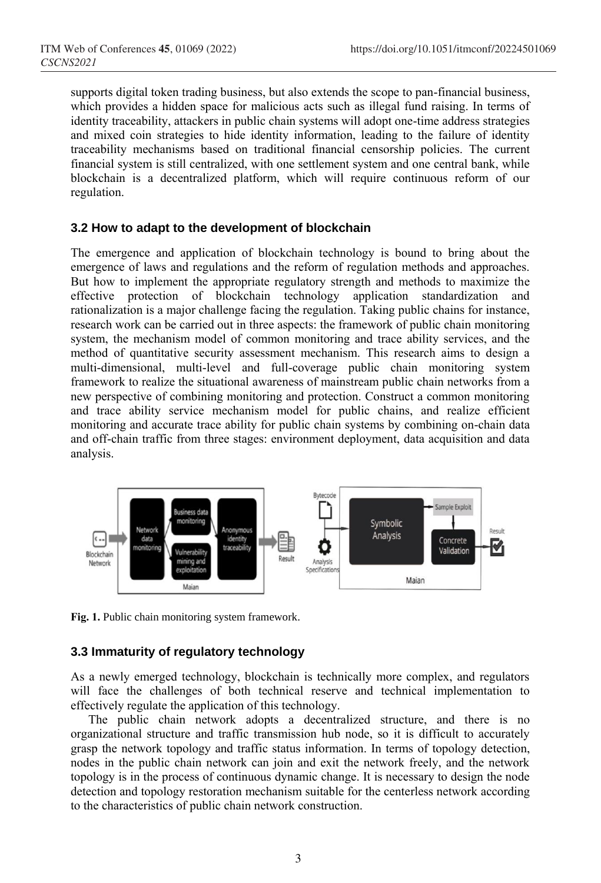supports digital token trading business, but also extends the scope to pan-financial business, which provides a hidden space for malicious acts such as illegal fund raising. In terms of identity traceability, attackers in public chain systems will adopt one-time address strategies and mixed coin strategies to hide identity information, leading to the failure of identity traceability mechanisms based on traditional financial censorship policies. The current financial system is still centralized, with one settlement system and one central bank, while blockchain is a decentralized platform, which will require continuous reform of our regulation.

### 3.2 How to adapt to the development of blockchain

The emergence and application of blockchain technology is bound to bring about the emergence of laws and regulations and the reform of regulation methods and approaches. But how to implement the appropriate regulatory strength and methods to maximize the effective protection of blockchain technology application standardization and rationalization is a major challenge facing the regulation. Taking public chains for instance, research work can be carried out in three aspects: the framework of public chain monitoring system, the mechanism model of common monitoring and trace ability services, and the method of quantitative security assessment mechanism. This research aims to design a multi-dimensional, multi-level and full-coverage public chain monitoring system framework to realize the situational awareness of mainstream public chain networks from a new perspective of combining monitoring and protection. Construct a common monitoring and trace ability service mechanism model for public chains, and realize efficient monitoring and accurate trace ability for public chain systems by combining on-chain data and off-chain traffic from three stages: environment deployment, data acquisition and data analysis.

**Fig. 1.** Public chain monitoring system framework.

### 3.3 Immaturity of regulatory technology

As a newly emerged technology, blockchain is technically more complex, and regulators will face the challenges of both technical reserve and technical implementation to effectively regulate the application of this technology.

The public chain network adopts a decentralized structure, and there is no organizational structure and traffic transmission hub node, so it is difficult to accurately grasp the network topology and traffic status information. In terms of topology detection, nodes in the public chain network can join and exit the network freely, and the network topology is in the process of continuous dynamic change. It is necessary to design the node detection and topology restoration mechanism suitable for the centerless network according to the characteristics of public chain network construction.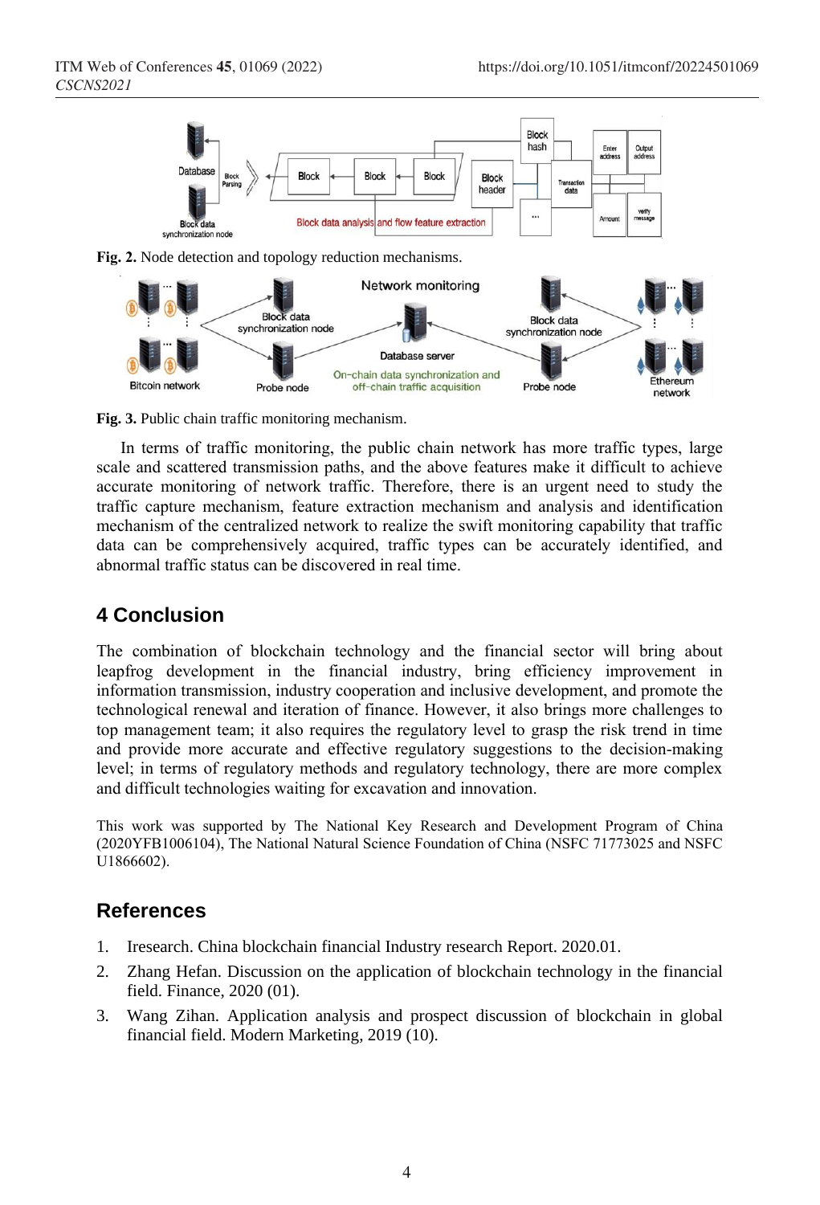Database

Block Parsing

Block

Block

Block

Block hash

Block header

Transaction data

Enter address

Output address

Amount

verify message

...

Block data synchronization node

Block data analysis and flow feature extraction

**Fig. 2.** Node detection and topology reduction mechanisms.

Network monitoring

Block data synchronization node

Block data synchronization node

Database server

On-chain data synchronization and off-chain traffic acquisition

Bitcoin network

Probe node

Probe node

Ethereum network

**Fig. 3.** Public chain traffic monitoring mechanism.

In terms of traffic monitoring, the public chain network has more traffic types, large scale and scattered transmission paths, and the above features make it difficult to achieve accurate monitoring of network traffic. Therefore, there is an urgent need to study the traffic capture mechanism, feature extraction mechanism and analysis and identification mechanism of the centralized network to realize the swift monitoring capability that traffic data can be comprehensively acquired, traffic types can be accurately identified, and abnormal traffic status can be discovered in real time.

## 4 Conclusion

The combination of blockchain technology and the financial sector will bring about leapfrog development in the financial industry, bring efficiency improvement in information transmission, industry cooperation and inclusive development, and promote the technological renewal and iteration of finance. However, it also brings more challenges to top management team; it also requires the regulatory level to grasp the risk trend in time and provide more accurate and effective regulatory suggestions to the decision-making level; in terms of regulatory methods and regulatory technology, there are more complex and difficult technologies waiting for excavation and innovation.

This work was supported by The National Key Research and Development Program of China (2020YFB1006104), The National Natural Science Foundation of China (NSFC 71773025 and NSFC U1866602).

## References

1. Iresearch. China blockchain financial Industry research Report. 2020.01.
2. Zhang Hefan. Discussion on the application of blockchain technology in the financial field. Finance, 2020 (01).
3. Wang Zihan. Application analysis and prospect discussion of blockchain in global financial field. Modern Marketing, 2019 (10).